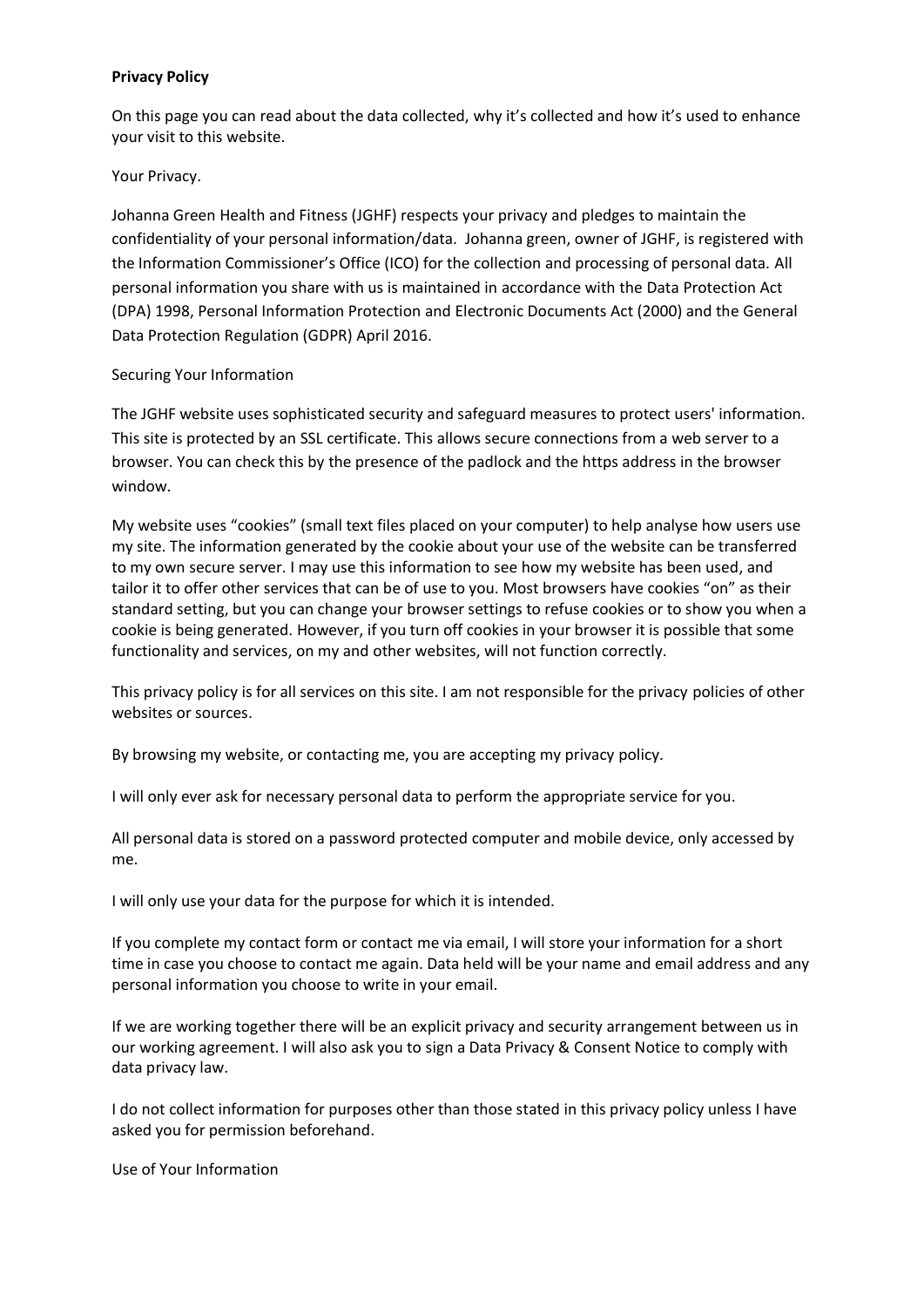**Privacy Policy**

On this page you can read about the data collected, why it's collected and how it's used to enhance your visit to this website.

Your Privacy.

Johanna Green Health and Fitness (JGHF) respects your privacy and pledges to maintain the confidentiality of your personal information/data. Johanna green, owner of JGHF, is registered with the Information Commissioner's Office (ICO) for the collection and processing of personal data. All personal information you share with us is maintained in accordance with the Data Protection Act (DPA) 1998, Personal Information Protection and Electronic Documents Act (2000) and the General Data Protection Regulation (GDPR) April 2016.

Securing Your Information

The JGHF website uses sophisticated security and safeguard measures to protect users' information. This site is protected by an SSL certificate. This allows secure connections from a web server to a browser. You can check this by the presence of the padlock and the https address in the browser window.

My website uses "cookies" (small text files placed on your computer) to help analyse how users use my site. The information generated by the cookie about your use of the website can be transferred to my own secure server. I may use this information to see how my website has been used, and tailor it to offer other services that can be of use to you. Most browsers have cookies "on" as their standard setting, but you can change your browser settings to refuse cookies or to show you when a cookie is being generated. However, if you turn off cookies in your browser it is possible that some functionality and services, on my and other websites, will not function correctly.

This privacy policy is for all services on this site. I am not responsible for the privacy policies of other websites or sources.

By browsing my website, or contacting me, you are accepting my privacy policy.

I will only ever ask for necessary personal data to perform the appropriate service for you.

All personal data is stored on a password protected computer and mobile device, only accessed by me.

I will only use your data for the purpose for which it is intended.

If you complete my contact form or contact me via email, I will store your information for a short time in case you choose to contact me again. Data held will be your name and email address and any personal information you choose to write in your email.

If we are working together there will be an explicit privacy and security arrangement between us in our working agreement. I will also ask you to sign a Data Privacy & Consent Notice to comply with data privacy law.

I do not collect information for purposes other than those stated in this privacy policy unless I have asked you for permission beforehand.

Use of Your Information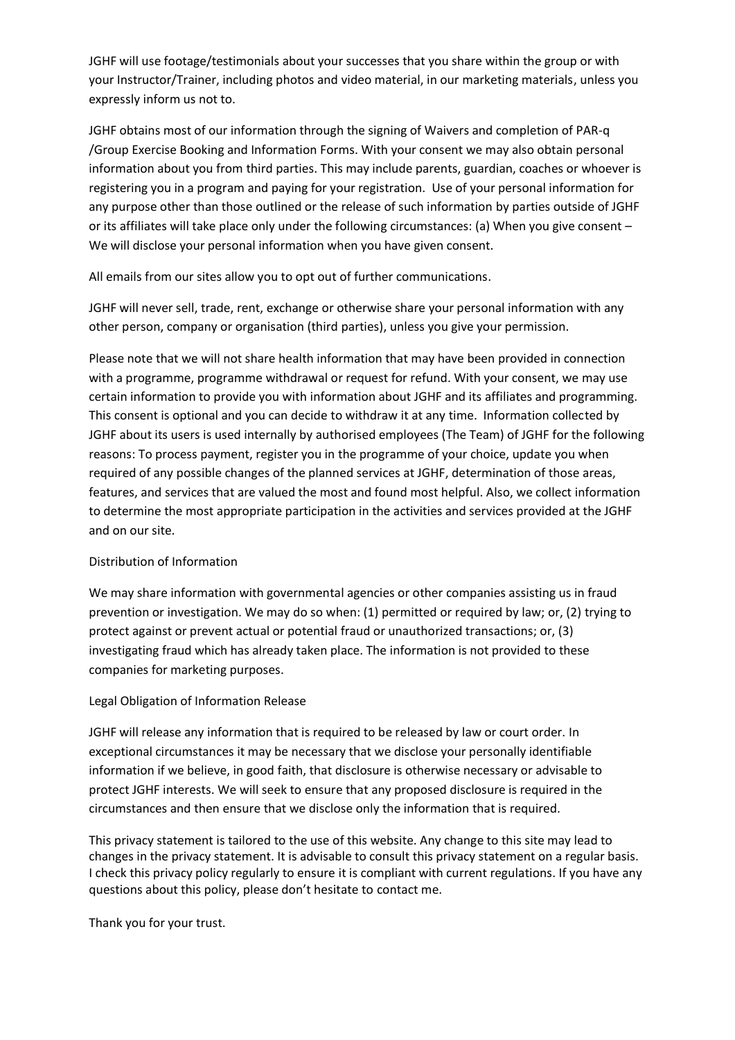JGHF will use footage/testimonials about your successes that you share within the group or with your Instructor/Trainer, including photos and video material, in our marketing materials, unless you expressly inform us not to.

JGHF obtains most of our information through the signing of Waivers and completion of PAR-q /Group Exercise Booking and Information Forms. With your consent we may also obtain personal information about you from third parties. This may include parents, guardian, coaches or whoever is registering you in a program and paying for your registration. Use of your personal information for any purpose other than those outlined or the release of such information by parties outside of JGHF or its affiliates will take place only under the following circumstances: (a) When you give consent – We will disclose your personal information when you have given consent.

All emails from our sites allow you to opt out of further communications.

JGHF will never sell, trade, rent, exchange or otherwise share your personal information with any other person, company or organisation (third parties), unless you give your permission.

Please note that we will not share health information that may have been provided in connection with a programme, programme withdrawal or request for refund. With your consent, we may use certain information to provide you with information about JGHF and its affiliates and programming. This consent is optional and you can decide to withdraw it at any time. Information collected by JGHF about its users is used internally by authorised employees (The Team) of JGHF for the following reasons: To process payment, register you in the programme of your choice, update you when required of any possible changes of the planned services at JGHF, determination of those areas, features, and services that are valued the most and found most helpful. Also, we collect information to determine the most appropriate participation in the activities and services provided at the JGHF and on our site.

## Distribution of Information

We may share information with governmental agencies or other companies assisting us in fraud prevention or investigation. We may do so when: (1) permitted or required by law; or, (2) trying to protect against or prevent actual or potential fraud or unauthorized transactions; or, (3) investigating fraud which has already taken place. The information is not provided to these companies for marketing purposes.

## Legal Obligation of Information Release

JGHF will release any information that is required to be released by law or court order. In exceptional circumstances it may be necessary that we disclose your personally identifiable information if we believe, in good faith, that disclosure is otherwise necessary or advisable to protect JGHF interests. We will seek to ensure that any proposed disclosure is required in the circumstances and then ensure that we disclose only the information that is required.

This privacy statement is tailored to the use of this website. Any change to this site may lead to changes in the privacy statement. It is advisable to consult this privacy statement on a regular basis. I check this privacy policy regularly to ensure it is compliant with current regulations. If you have any questions about this policy, please don't hesitate to contact me.

Thank you for your trust.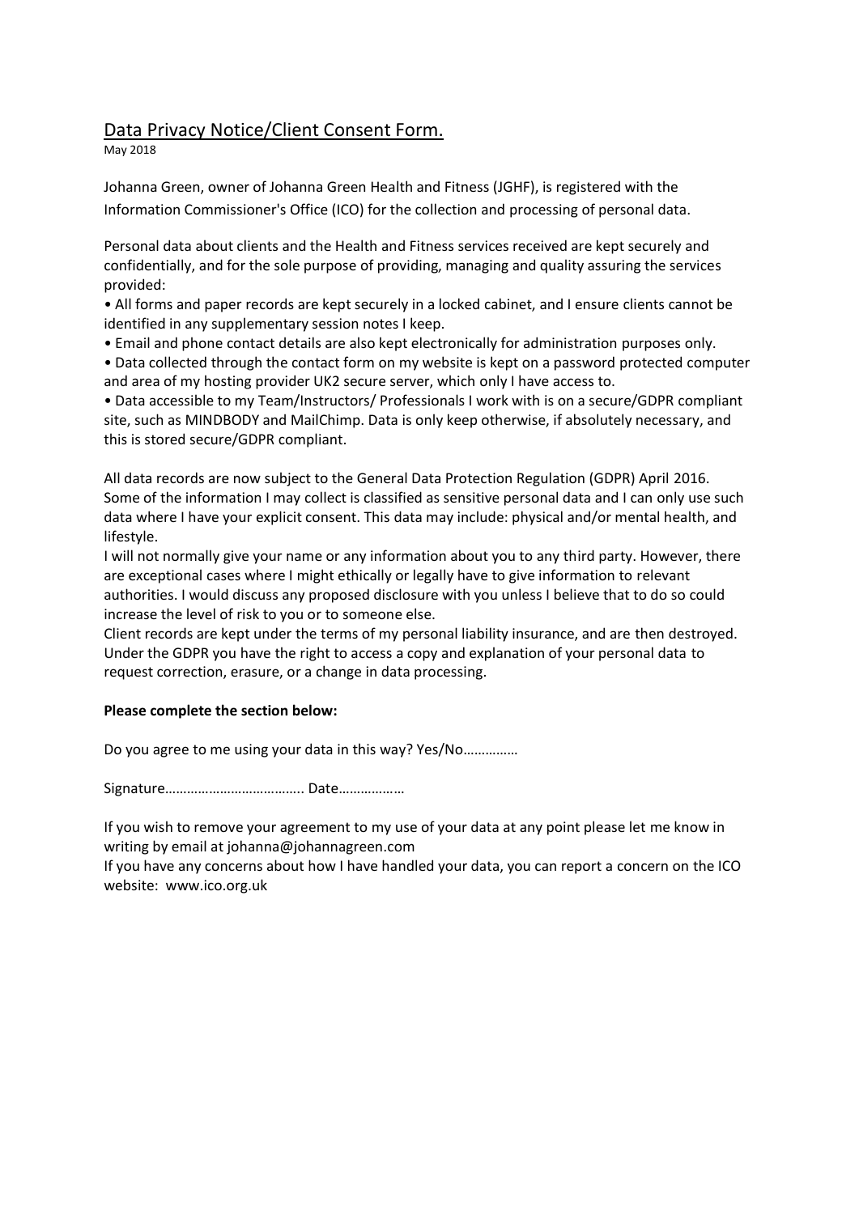# Data Privacy Notice/Client Consent Form.

May 2018

Johanna Green, owner of Johanna Green Health and Fitness (JGHF), is registered with the Information Commissioner's Office (ICO) for the collection and processing of personal data.

Personal data about clients and the Health and Fitness services received are kept securely and confidentially, and for the sole purpose of providing, managing and quality assuring the services provided:

- All forms and paper records are kept securely in a locked cabinet, and I ensure clients cannot be identified in any supplementary session notes I keep.
- Email and phone contact details are also kept electronically for administration purposes only.
- Data collected through the contact form on my website is kept on a password protected computer and area of my hosting provider UK2 secure server, which only I have access to.
- Data accessible to my Team/Instructors/ Professionals I work with is on a secure/GDPR compliant site, such as MINDBODY and MailChimp. Data is only keep otherwise, if absolutely necessary, and this is stored secure/GDPR compliant.

All data records are now subject to the General Data Protection Regulation (GDPR) April 2016. Some of the information I may collect is classified as sensitive personal data and I can only use such data where I have your explicit consent. This data may include: physical and/or mental health, and lifestyle.

I will not normally give your name or any information about you to any third party. However, there are exceptional cases where I might ethically or legally have to give information to relevant authorities. I would discuss any proposed disclosure with you unless I believe that to do so could increase the level of risk to you or to someone else.

Client records are kept under the terms of my personal liability insurance, and are then destroyed. Under the GDPR you have the right to access a copy and explanation of your personal data to request correction, erasure, or a change in data processing.

**Please complete the section below:**

Do you agree to me using your data in this way? Yes/No……………

Signature……………………………….. Date………………

If you wish to remove your agreement to my use of your data at any point please let me know in writing by email at johanna@johannagreen.com

If you have any concerns about how I have handled your data, you can report a concern on the ICO website: www.ico.org.uk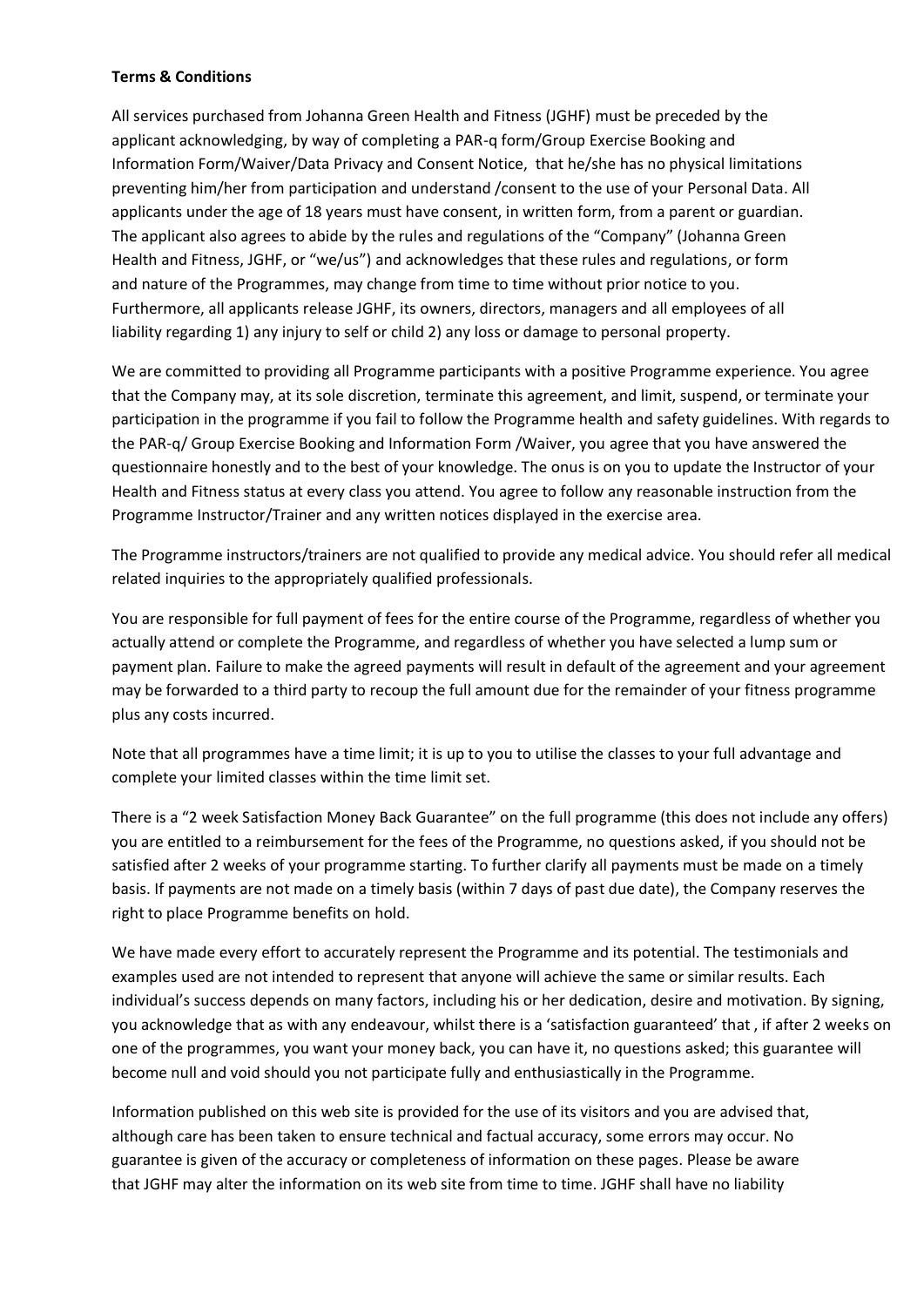**Terms & Conditions**

All services purchased from Johanna Green Health and Fitness (JGHF) must be preceded by the applicant acknowledging, by way of completing a PAR-q form/Group Exercise Booking and Information Form/Waiver/Data Privacy and Consent Notice, that he/she has no physical limitations preventing him/her from participation and understand /consent to the use of your Personal Data. All applicants under the age of 18 years must have consent, in written form, from a parent or guardian. The applicant also agrees to abide by the rules and regulations of the "Company" (Johanna Green Health and Fitness, JGHF, or "we/us") and acknowledges that these rules and regulations, or form and nature of the Programmes, may change from time to time without prior notice to you. Furthermore, all applicants release JGHF, its owners, directors, managers and all employees of all liability regarding 1) any injury to self or child 2) any loss or damage to personal property.

We are committed to providing all Programme participants with a positive Programme experience. You agree that the Company may, at its sole discretion, terminate this agreement, and limit, suspend, or terminate your participation in the programme if you fail to follow the Programme health and safety guidelines. With regards to the PAR-q/ Group Exercise Booking and Information Form /Waiver, you agree that you have answered the questionnaire honestly and to the best of your knowledge. The onus is on you to update the Instructor of your Health and Fitness status at every class you attend. You agree to follow any reasonable instruction from the Programme Instructor/Trainer and any written notices displayed in the exercise area.

The Programme instructors/trainers are not qualified to provide any medical advice. You should refer all medical related inquiries to the appropriately qualified professionals.

You are responsible for full payment of fees for the entire course of the Programme, regardless of whether you actually attend or complete the Programme, and regardless of whether you have selected a lump sum or payment plan. Failure to make the agreed payments will result in default of the agreement and your agreement may be forwarded to a third party to recoup the full amount due for the remainder of your fitness programme plus any costs incurred.

Note that all programmes have a time limit; it is up to you to utilise the classes to your full advantage and complete your limited classes within the time limit set.

There is a "2 week Satisfaction Money Back Guarantee" on the full programme (this does not include any offers) you are entitled to a reimbursement for the fees of the Programme, no questions asked, if you should not be satisfied after 2 weeks of your programme starting. To further clarify all payments must be made on a timely basis. If payments are not made on a timely basis (within 7 days of past due date), the Company reserves the right to place Programme benefits on hold.

We have made every effort to accurately represent the Programme and its potential. The testimonials and examples used are not intended to represent that anyone will achieve the same or similar results. Each individual's success depends on many factors, including his or her dedication, desire and motivation. By signing, you acknowledge that as with any endeavour, whilst there is a 'satisfaction guaranteed' that , if after 2 weeks on one of the programmes, you want your money back, you can have it, no questions asked; this guarantee will become null and void should you not participate fully and enthusiastically in the Programme.

Information published on this web site is provided for the use of its visitors and you are advised that, although care has been taken to ensure technical and factual accuracy, some errors may occur. No guarantee is given of the accuracy or completeness of information on these pages. Please be aware that JGHF may alter the information on its web site from time to time. JGHF shall have no liability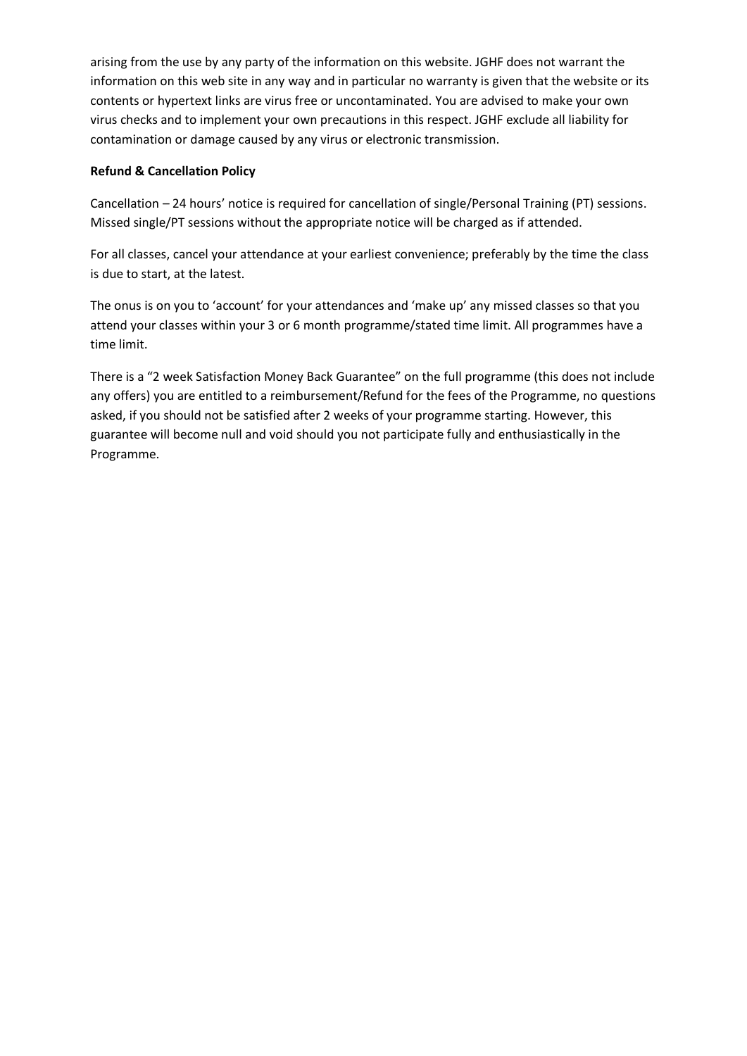arising from the use by any party of the information on this website. JGHF does not warrant the information on this web site in any way and in particular no warranty is given that the website or its contents or hypertext links are virus free or uncontaminated. You are advised to make your own virus checks and to implement your own precautions in this respect. JGHF exclude all liability for contamination or damage caused by any virus or electronic transmission.

**Refund & Cancellation Policy**

Cancellation – 24 hours' notice is required for cancellation of single/Personal Training (PT) sessions. Missed single/PT sessions without the appropriate notice will be charged as if attended.

For all classes, cancel your attendance at your earliest convenience; preferably by the time the class is due to start, at the latest.

The onus is on you to 'account' for your attendances and 'make up' any missed classes so that you attend your classes within your 3 or 6 month programme/stated time limit. All programmes have a time limit.

There is a "2 week Satisfaction Money Back Guarantee" on the full programme (this does not include any offers) you are entitled to a reimbursement/Refund for the fees of the Programme, no questions asked, if you should not be satisfied after 2 weeks of your programme starting. However, this guarantee will become null and void should you not participate fully and enthusiastically in the Programme.